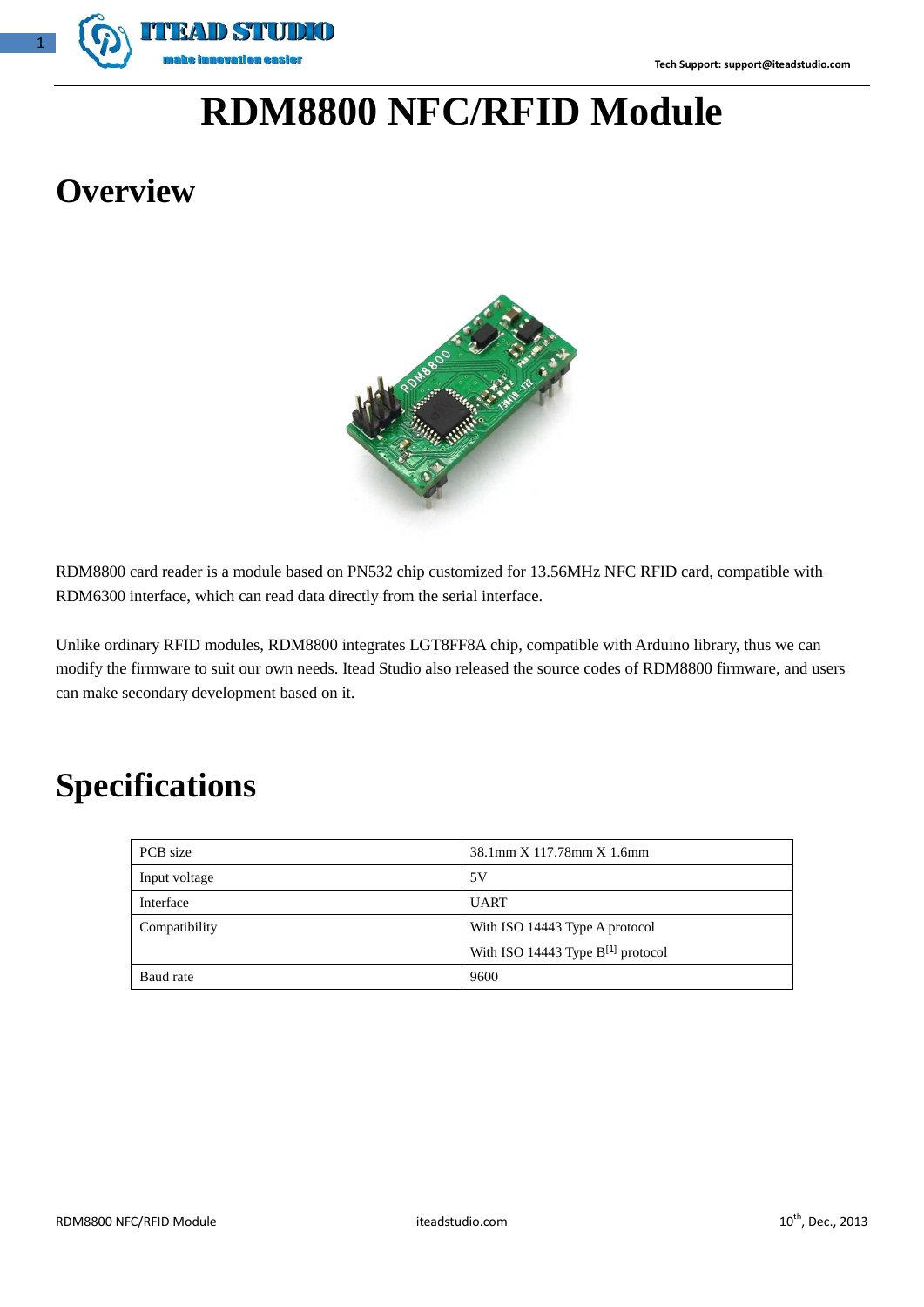# RDM8800 NFC/RFID Module

## Overview

RDM8800 card reader is a module based on PN532 chip customized for 13.56MHz NFC RFID card, compatible with RDM6300 interface, which can read data directly from the serial interface.

Unlike ordinary RFID modules, RDM8800 integrates LGT8FF8A chip, compatible with Arduino library, thus we can modify the firmware to suit our own needs. Itead Studio also released the source codes of RDM8800 firmware, and users can make secondary development based on it.

## Specifications

| PCB size | 38.1mm X 117.78mm X 1.6mm |
| --- | --- |
| Input voltage | 5V |
| Interface | UART |
| Compatibility | With ISO 14443 Type A protocol<br>With ISO 14443 Type B[1] protocol |
| Baud rate | 9600 |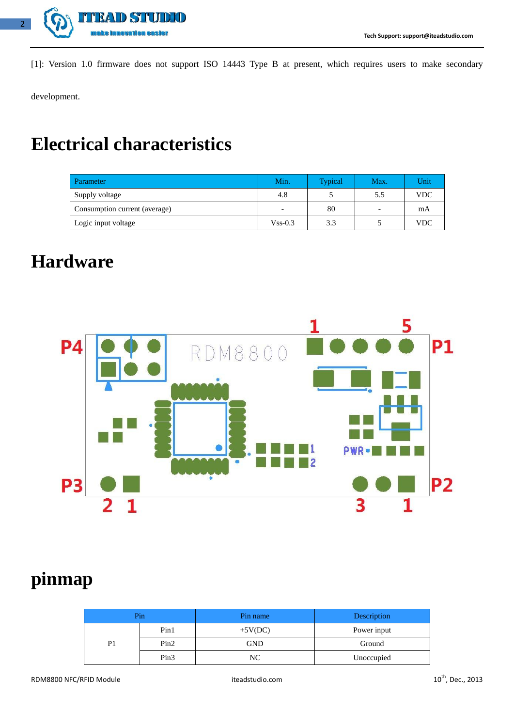[1]: Version 1.0 firmware does not support ISO 14443 Type B at present, which requires users to make secondary development.

# Electrical characteristics

| Parameter | Min. | Typical | Max. | Unit |
|---|---|---|---|---|
| Supply voltage | 4.8 | 5 | 5.5 | VDC |
| Consumption current (average) | - | 80 | - | mA |
| Logic input voltage | Vss-0.3 | 3.3 | 5 | VDC |

# Hardware

# pinmap

| Pin | | Pin name | Description |
|---|---|---|---|
| P1 | Pin1 | +5V(DC) | Power input |
| | Pin2 | GND | Ground |
| | Pin3 | NC | Unoccupied |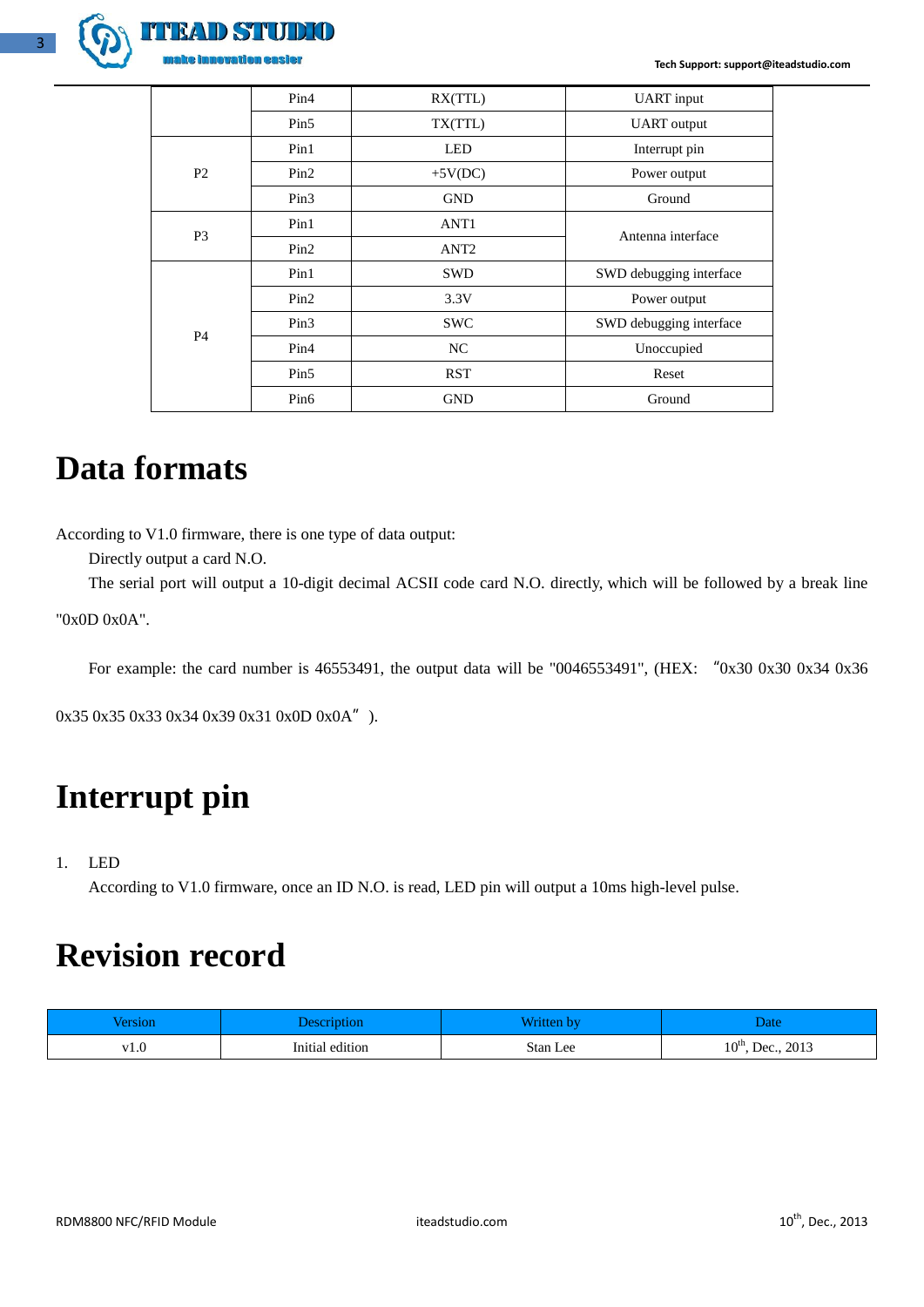| | | | |
|---|---|---|---|
| | Pin4 | RX(TTL) | UART input |
| | Pin5 | TX(TTL) | UART output |
| P2 | Pin1 | LED | Interrupt pin |
| | Pin2 | +5V(DC) | Power output |
| | Pin3 | GND | Ground |
| P3 | Pin1 | ANT1 | Antenna interface |
| | Pin2 | ANT2 | |
| P4 | Pin1 | SWD | SWD debugging interface |
| | Pin2 | 3.3V | Power output |
| | Pin3 | SWC | SWD debugging interface |
| | Pin4 | NC | Unoccupied |
| | Pin5 | RST | Reset |
| | Pin6 | GND | Ground |

# Data formats

According to V1.0 firmware, there is one type of data output:

Directly output a card N.O.

The serial port will output a 10-digit decimal ACSII code card N.O. directly, which will be followed by a break line "0x0D 0x0A".

For example: the card number is 46553491, the output data will be "0046553491", (HEX: "0x30 0x30 0x34 0x36 0x35 0x35 0x33 0x34 0x39 0x31 0x0D 0x0A").

# Interrupt pin

1. LED

   According to V1.0 firmware, once an ID N.O. is read, LED pin will output a 10ms high-level pulse.

# Revision record

| Version | Description | Written by | Date |
|---|---|---|---|
| v1.0 | Initial edition | Stan Lee | 10th, Dec., 2013 |